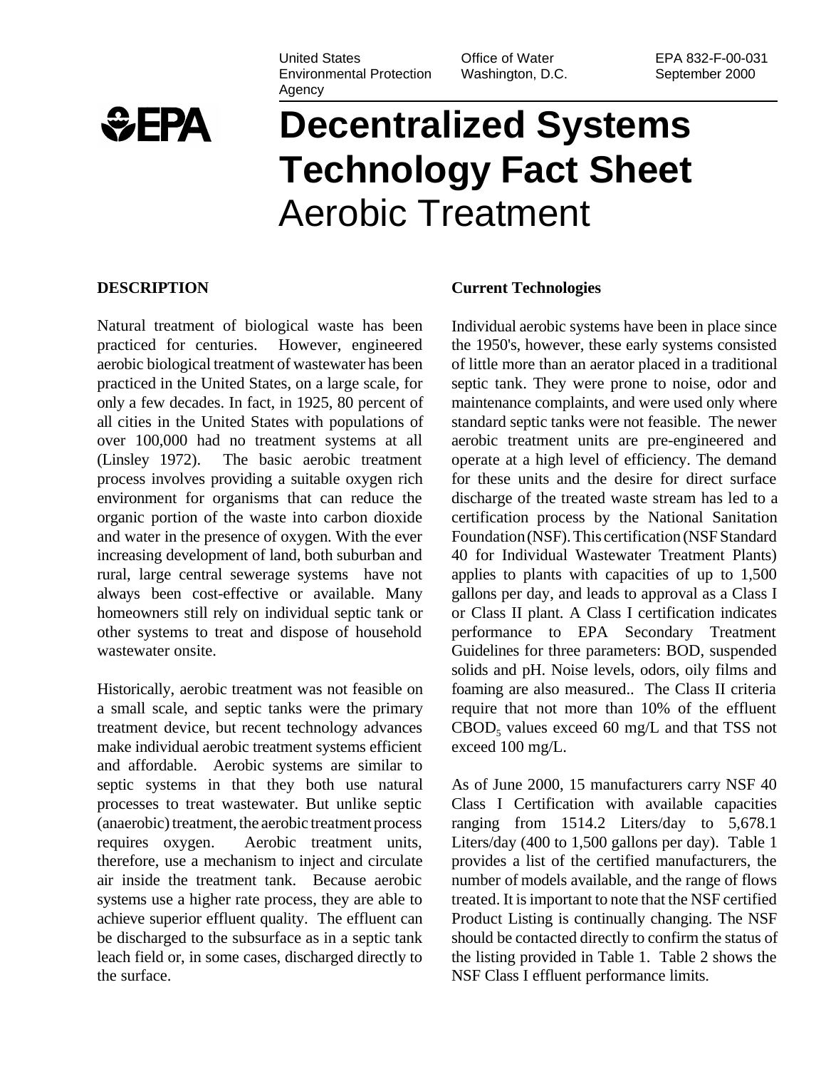United States Environmental Protection Agency | Office of Water Washington, D.C. | EPA 832-F-00-031 September 2000

# Decentralized Systems Technology Fact Sheet
# Aerobic Treatment

## DESCRIPTION

Natural treatment of biological waste has been practiced for centuries. However, engineered aerobic biological treatment of wastewater has been practiced in the United States, on a large scale, for only a few decades. In fact, in 1925, 80 percent of all cities in the United States with populations of over 100,000 had no treatment systems at all (Linsley 1972). The basic aerobic treatment process involves providing a suitable oxygen rich environment for organisms that can reduce the organic portion of the waste into carbon dioxide and water in the presence of oxygen. With the ever increasing development of land, both suburban and rural, large central sewerage systems have not always been cost-effective or available. Many homeowners still rely on individual septic tank or other systems to treat and dispose of household wastewater onsite.

Historically, aerobic treatment was not feasible on a small scale, and septic tanks were the primary treatment device, but recent technology advances make individual aerobic treatment systems efficient and affordable. Aerobic systems are similar to septic systems in that they both use natural processes to treat wastewater. But unlike septic (anaerobic) treatment, the aerobic treatment process requires oxygen. Aerobic treatment units, therefore, use a mechanism to inject and circulate air inside the treatment tank. Because aerobic systems use a higher rate process, they are able to achieve superior effluent quality. The effluent can be discharged to the subsurface as in a septic tank leach field or, in some cases, discharged directly to the surface.

### Current Technologies

Individual aerobic systems have been in place since the 1950's, however, these early systems consisted of little more than an aerator placed in a traditional septic tank. They were prone to noise, odor and maintenance complaints, and were used only where standard septic tanks were not feasible. The newer aerobic treatment units are pre-engineered and operate at a high level of efficiency. The demand for these units and the desire for direct surface discharge of the treated waste stream has led to a certification process by the National Sanitation Foundation (NSF). This certification (NSF Standard 40 for Individual Wastewater Treatment Plants) applies to plants with capacities of up to 1,500 gallons per day, and leads to approval as a Class I or Class II plant. A Class I certification indicates performance to EPA Secondary Treatment Guidelines for three parameters: BOD, suspended solids and pH. Noise levels, odors, oily films and foaming are also measured.. The Class II criteria require that not more than 10% of the effluent $CBOD_5$ values exceed 60 mg/L and that TSS not exceed 100 mg/L.

As of June 2000, 15 manufacturers carry NSF 40 Class I Certification with available capacities ranging from 1514.2 Liters/day to 5,678.1 Liters/day (400 to 1,500 gallons per day). Table 1 provides a list of the certified manufacturers, the number of models available, and the range of flows treated. It is important to note that the NSF certified Product Listing is continually changing. The NSF should be contacted directly to confirm the status of the listing provided in Table 1. Table 2 shows the NSF Class I effluent performance limits.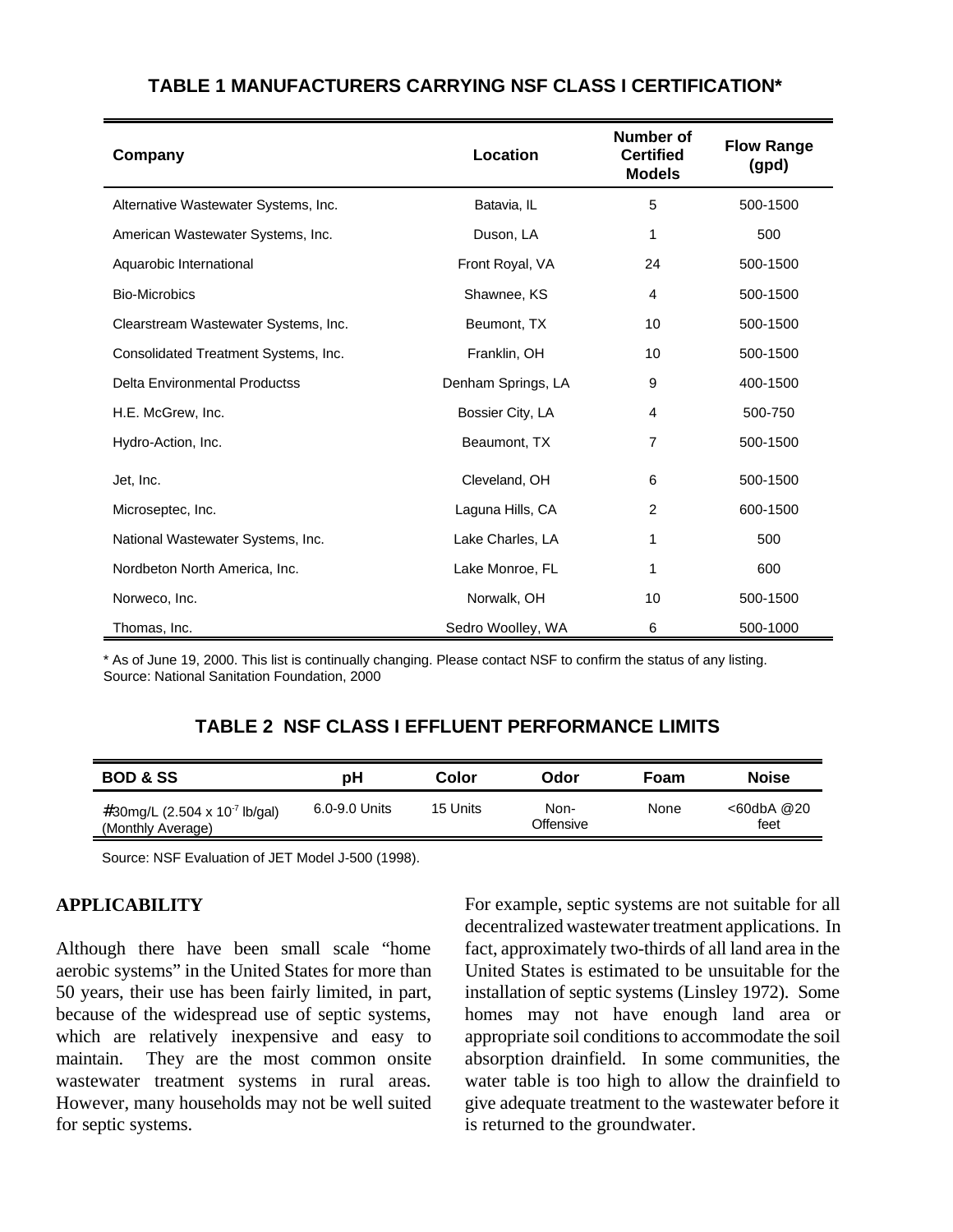## TABLE 1 MANUFACTURERS CARRYING NSF CLASS I CERTIFICATION*

| Company | Location | Number of Certified Models | Flow Range (gpd) |
|---|---|---|---|
| Alternative Wastewater Systems, Inc. | Batavia, IL | 5 | 500-1500 |
| American Wastewater Systems, Inc. | Duson, LA | 1 | 500 |
| Aquarobic International | Front Royal, VA | 24 | 500-1500 |
| Bio-Microbics | Shawnee, KS | 4 | 500-1500 |
| Clearstream Wastewater Systems, Inc. | Beumont, TX | 10 | 500-1500 |
| Consolidated Treatment Systems, Inc. | Franklin, OH | 10 | 500-1500 |
| Delta Environmental Productss | Denham Springs, LA | 9 | 400-1500 |
| H.E. McGrew, Inc. | Bossier City, LA | 4 | 500-750 |
| Hydro-Action, Inc. | Beaumont, TX | 7 | 500-1500 |
| Jet, Inc. | Cleveland, OH | 6 | 500-1500 |
| Microseptec, Inc. | Laguna Hills, CA | 2 | 600-1500 |
| National Wastewater Systems, Inc. | Lake Charles, LA | 1 | 500 |
| Nordbeton North America, Inc. | Lake Monroe, FL | 1 | 600 |
| Norweco, Inc. | Norwalk, OH | 10 | 500-1500 |
| Thomas, Inc. | Sedro Woolley, WA | 6 | 500-1000 |

* As of June 19, 2000. This list is continually changing. Please contact NSF to confirm the status of any listing.
Source: National Sanitation Foundation, 2000

## TABLE 2 NSF CLASS I EFFLUENT PERFORMANCE LIMITS

| BOD & SS | pH | Color | Odor | Foam | Noise |
|---|---|---|---|---|---|
| #30mg/L (2.504 x $10^{-7}$ lb/gal) (Monthly Average) | 6.0-9.0 Units | 15 Units | Non-Offensive | None | <60dbA @20 feet |

Source: NSF Evaluation of JET Model J-500 (1998).

## APPLICABILITY

Although there have been small scale "home aerobic systems" in the United States for more than 50 years, their use has been fairly limited, in part, because of the widespread use of septic systems, which are relatively inexpensive and easy to maintain. They are the most common onsite wastewater treatment systems in rural areas. However, many households may not be well suited for septic systems.

For example, septic systems are not suitable for all decentralized wastewater treatment applications. In fact, approximately two-thirds of all land area in the United States is estimated to be unsuitable for the installation of septic systems (Linsley 1972). Some homes may not have enough land area or appropriate soil conditions to accommodate the soil absorption drainfield. In some communities, the water table is too high to allow the drainfield to give adequate treatment to the wastewater before it is returned to the groundwater.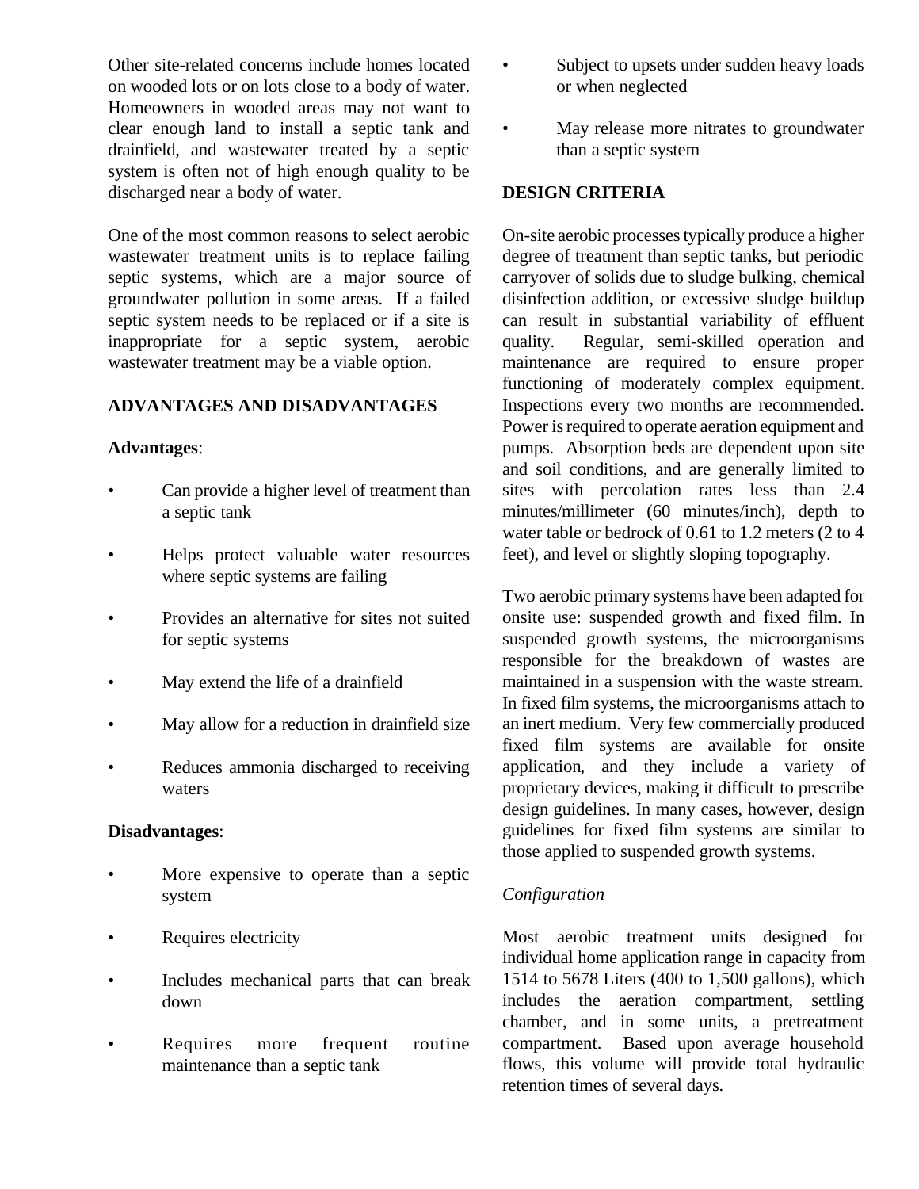Other site-related concerns include homes located on wooded lots or on lots close to a body of water. Homeowners in wooded areas may not want to clear enough land to install a septic tank and drainfield, and wastewater treated by a septic system is often not of high enough quality to be discharged near a body of water.

One of the most common reasons to select aerobic wastewater treatment units is to replace failing septic systems, which are a major source of groundwater pollution in some areas. If a failed septic system needs to be replaced or if a site is inappropriate for a septic system, aerobic wastewater treatment may be a viable option.

## ADVANTAGES AND DISADVANTAGES

**Advantages**:

- Can provide a higher level of treatment than a septic tank
- Helps protect valuable water resources where septic systems are failing
- Provides an alternative for sites not suited for septic systems
- May extend the life of a drainfield
- May allow for a reduction in drainfield size
- Reduces ammonia discharged to receiving waters

**Disadvantages**:

- More expensive to operate than a septic system
- Requires electricity
- Includes mechanical parts that can break down
- Requires more frequent routine maintenance than a septic tank
- Subject to upsets under sudden heavy loads or when neglected
- May release more nitrates to groundwater than a septic system

## DESIGN CRITERIA

On-site aerobic processes typically produce a higher degree of treatment than septic tanks, but periodic carryover of solids due to sludge bulking, chemical disinfection addition, or excessive sludge buildup can result in substantial variability of effluent quality. Regular, semi-skilled operation and maintenance are required to ensure proper functioning of moderately complex equipment. Inspections every two months are recommended. Power is required to operate aeration equipment and pumps. Absorption beds are dependent upon site and soil conditions, and are generally limited to sites with percolation rates less than 2.4 minutes/millimeter (60 minutes/inch), depth to water table or bedrock of 0.61 to 1.2 meters (2 to 4 feet), and level or slightly sloping topography.

Two aerobic primary systems have been adapted for onsite use: suspended growth and fixed film. In suspended growth systems, the microorganisms responsible for the breakdown of wastes are maintained in a suspension with the waste stream. In fixed film systems, the microorganisms attach to an inert medium. Very few commercially produced fixed film systems are available for onsite application, and they include a variety of proprietary devices, making it difficult to prescribe design guidelines. In many cases, however, design guidelines for fixed film systems are similar to those applied to suspended growth systems.

### *Configuration*

Most aerobic treatment units designed for individual home application range in capacity from 1514 to 5678 Liters (400 to 1,500 gallons), which includes the aeration compartment, settling chamber, and in some units, a pretreatment compartment. Based upon average household flows, this volume will provide total hydraulic retention times of several days.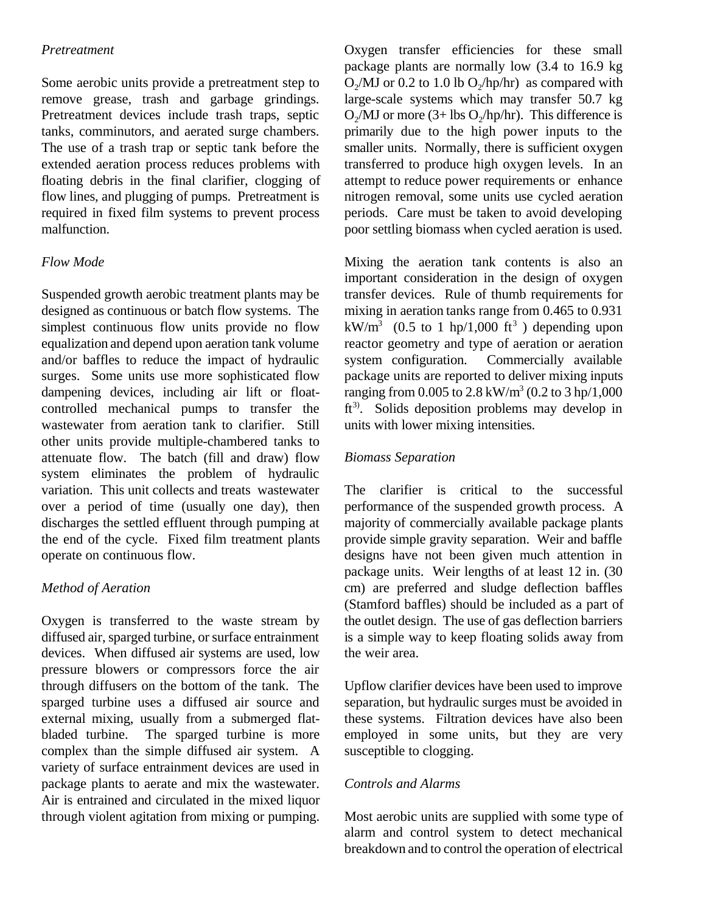*Pretreatment*

Some aerobic units provide a pretreatment step to remove grease, trash and garbage grindings. Pretreatment devices include trash traps, septic tanks, comminutors, and aerated surge chambers. The use of a trash trap or septic tank before the extended aeration process reduces problems with floating debris in the final clarifier, clogging of flow lines, and plugging of pumps. Pretreatment is required in fixed film systems to prevent process malfunction.

*Flow Mode*

Suspended growth aerobic treatment plants may be designed as continuous or batch flow systems. The simplest continuous flow units provide no flow equalization and depend upon aeration tank volume and/or baffles to reduce the impact of hydraulic surges. Some units use more sophisticated flow dampening devices, including air lift or float-controlled mechanical pumps to transfer the wastewater from aeration tank to clarifier. Still other units provide multiple-chambered tanks to attenuate flow. The batch (fill and draw) flow system eliminates the problem of hydraulic variation. This unit collects and treats wastewater over a period of time (usually one day), then discharges the settled effluent through pumping at the end of the cycle. Fixed film treatment plants operate on continuous flow.

*Method of Aeration*

Oxygen is transferred to the waste stream by diffused air, sparged turbine, or surface entrainment devices. When diffused air systems are used, low pressure blowers or compressors force the air through diffusers on the bottom of the tank. The sparged turbine uses a diffused air source and external mixing, usually from a submerged flat-bladed turbine. The sparged turbine is more complex than the simple diffused air system. A variety of surface entrainment devices are used in package plants to aerate and mix the wastewater. Air is entrained and circulated in the mixed liquor through violent agitation from mixing or pumping.

Oxygen transfer efficiencies for these small package plants are normally low (3.4 to 16.9 kg $O_2$/MJ or 0.2 to 1.0 lb $O_2$/hp/hr) as compared with large-scale systems which may transfer 50.7 kg $O_2$/MJ or more (3+ lbs $O_2$/hp/hr). This difference is primarily due to the high power inputs to the smaller units. Normally, there is sufficient oxygen transferred to produce high oxygen levels. In an attempt to reduce power requirements or enhance nitrogen removal, some units use cycled aeration periods. Care must be taken to avoid developing poor settling biomass when cycled aeration is used.

Mixing the aeration tank contents is also an important consideration in the design of oxygen transfer devices. Rule of thumb requirements for mixing in aeration tanks range from 0.465 to 0.931 kW/$m^3$ (0.5 to 1 hp/1,000 $ft^3$) depending upon reactor geometry and type of aeration or aeration system configuration. Commercially available package units are reported to deliver mixing inputs ranging from 0.005 to 2.8 kW/$m^3$ (0.2 to 3 hp/1,000 $ft^3$). Solids deposition problems may develop in units with lower mixing intensities.

*Biomass Separation*

The clarifier is critical to the successful performance of the suspended growth process. A majority of commercially available package plants provide simple gravity separation. Weir and baffle designs have not been given much attention in package units. Weir lengths of at least 12 in. (30 cm) are preferred and sludge deflection baffles (Stamford baffles) should be included as a part of the outlet design. The use of gas deflection barriers is a simple way to keep floating solids away from the weir area.

Upflow clarifier devices have been used to improve separation, but hydraulic surges must be avoided in these systems. Filtration devices have also been employed in some units, but they are very susceptible to clogging.

*Controls and Alarms*

Most aerobic units are supplied with some type of alarm and control system to detect mechanical breakdown and to control the operation of electrical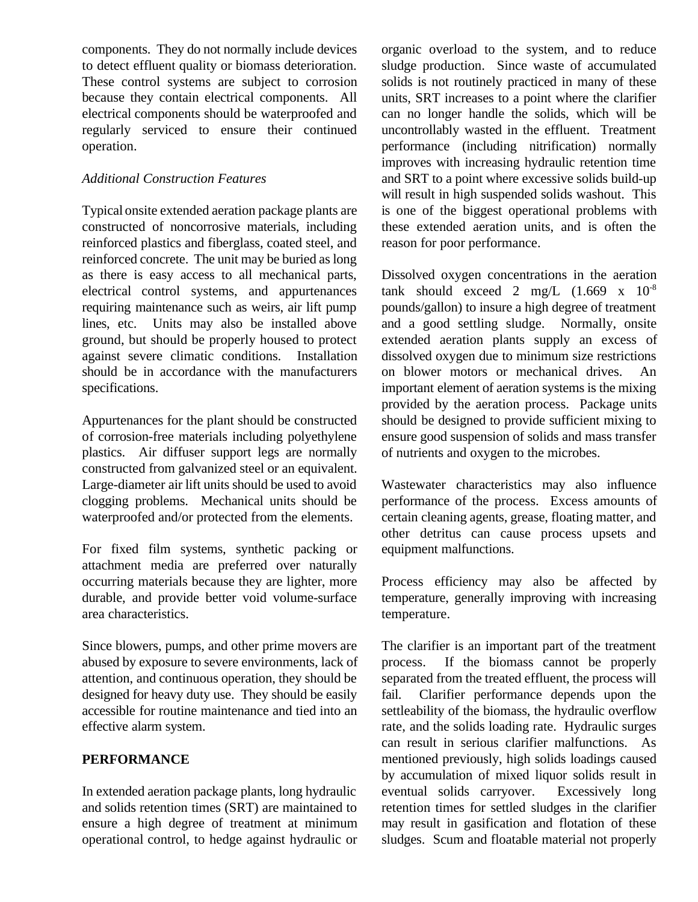components. They do not normally include devices to detect effluent quality or biomass deterioration. These control systems are subject to corrosion because they contain electrical components. All electrical components should be waterproofed and regularly serviced to ensure their continued operation.

*Additional Construction Features*

Typical onsite extended aeration package plants are constructed of noncorrosive materials, including reinforced plastics and fiberglass, coated steel, and reinforced concrete. The unit may be buried as long as there is easy access to all mechanical parts, electrical control systems, and appurtenances requiring maintenance such as weirs, air lift pump lines, etc. Units may also be installed above ground, but should be properly housed to protect against severe climatic conditions. Installation should be in accordance with the manufacturers specifications.

Appurtenances for the plant should be constructed of corrosion-free materials including polyethylene plastics. Air diffuser support legs are normally constructed from galvanized steel or an equivalent. Large-diameter air lift units should be used to avoid clogging problems. Mechanical units should be waterproofed and/or protected from the elements.

For fixed film systems, synthetic packing or attachment media are preferred over naturally occurring materials because they are lighter, more durable, and provide better void volume-surface area characteristics.

Since blowers, pumps, and other prime movers are abused by exposure to severe environments, lack of attention, and continuous operation, they should be designed for heavy duty use. They should be easily accessible for routine maintenance and tied into an effective alarm system.

## PERFORMANCE

In extended aeration package plants, long hydraulic and solids retention times (SRT) are maintained to ensure a high degree of treatment at minimum operational control, to hedge against hydraulic or organic overload to the system, and to reduce sludge production. Since waste of accumulated solids is not routinely practiced in many of these units, SRT increases to a point where the clarifier can no longer handle the solids, which will be uncontrollably wasted in the effluent. Treatment performance (including nitrification) normally improves with increasing hydraulic retention time and SRT to a point where excessive solids build-up will result in high suspended solids washout. This is one of the biggest operational problems with these extended aeration units, and is often the reason for poor performance.

Dissolved oxygen concentrations in the aeration tank should exceed 2 mg/L ($1.669 \times 10^{-8}$ pounds/gallon) to insure a high degree of treatment and a good settling sludge. Normally, onsite extended aeration plants supply an excess of dissolved oxygen due to minimum size restrictions on blower motors or mechanical drives. An important element of aeration systems is the mixing provided by the aeration process. Package units should be designed to provide sufficient mixing to ensure good suspension of solids and mass transfer of nutrients and oxygen to the microbes.

Wastewater characteristics may also influence performance of the process. Excess amounts of certain cleaning agents, grease, floating matter, and other detritus can cause process upsets and equipment malfunctions.

Process efficiency may also be affected by temperature, generally improving with increasing temperature.

The clarifier is an important part of the treatment process. If the biomass cannot be properly separated from the treated effluent, the process will fail. Clarifier performance depends upon the settleability of the biomass, the hydraulic overflow rate, and the solids loading rate. Hydraulic surges can result in serious clarifier malfunctions. As mentioned previously, high solids loadings caused by accumulation of mixed liquor solids result in eventual solids carryover. Excessively long retention times for settled sludges in the clarifier may result in gasification and flotation of these sludges. Scum and floatable material not properly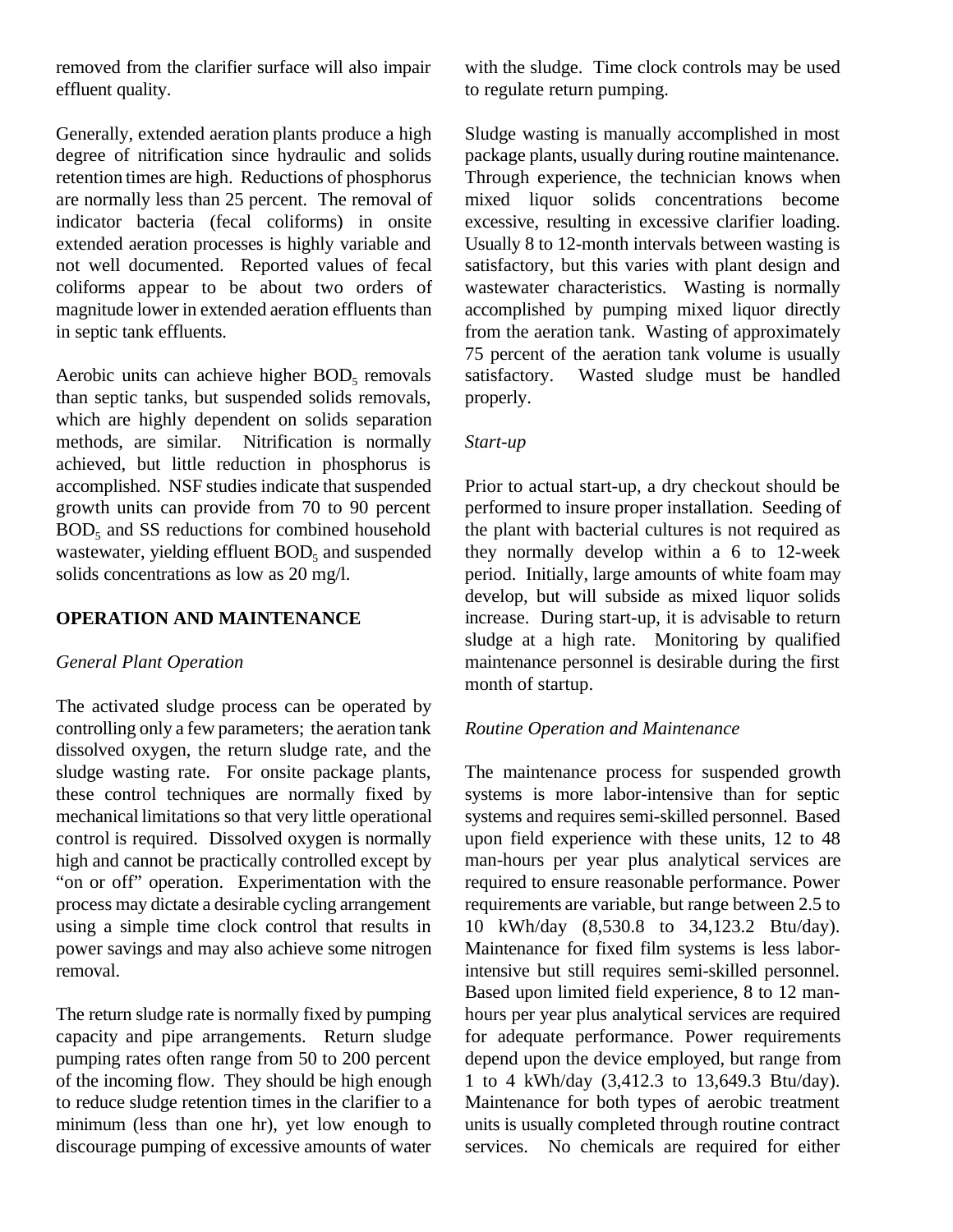removed from the clarifier surface will also impair effluent quality.

Generally, extended aeration plants produce a high degree of nitrification since hydraulic and solids retention times are high. Reductions of phosphorus are normally less than 25 percent. The removal of indicator bacteria (fecal coliforms) in onsite extended aeration processes is highly variable and not well documented. Reported values of fecal coliforms appear to be about two orders of magnitude lower in extended aeration effluents than in septic tank effluents.

Aerobic units can achieve higher $BOD_5$ removals than septic tanks, but suspended solids removals, which are highly dependent on solids separation methods, are similar. Nitrification is normally achieved, but little reduction in phosphorus is accomplished. NSF studies indicate that suspended growth units can provide from 70 to 90 percent $BOD_5$ and SS reductions for combined household wastewater, yielding effluent $BOD_5$ and suspended solids concentrations as low as 20 mg/l.

## OPERATION AND MAINTENANCE

*General Plant Operation*

The activated sludge process can be operated by controlling only a few parameters; the aeration tank dissolved oxygen, the return sludge rate, and the sludge wasting rate. For onsite package plants, these control techniques are normally fixed by mechanical limitations so that very little operational control is required. Dissolved oxygen is normally high and cannot be practically controlled except by "on or off" operation. Experimentation with the process may dictate a desirable cycling arrangement using a simple time clock control that results in power savings and may also achieve some nitrogen removal.

The return sludge rate is normally fixed by pumping capacity and pipe arrangements. Return sludge pumping rates often range from 50 to 200 percent of the incoming flow. They should be high enough to reduce sludge retention times in the clarifier to a minimum (less than one hr), yet low enough to discourage pumping of excessive amounts of water with the sludge. Time clock controls may be used to regulate return pumping.

Sludge wasting is manually accomplished in most package plants, usually during routine maintenance. Through experience, the technician knows when mixed liquor solids concentrations become excessive, resulting in excessive clarifier loading. Usually 8 to 12-month intervals between wasting is satisfactory, but this varies with plant design and wastewater characteristics. Wasting is normally accomplished by pumping mixed liquor directly from the aeration tank. Wasting of approximately 75 percent of the aeration tank volume is usually satisfactory. Wasted sludge must be handled properly.

*Start-up*

Prior to actual start-up, a dry checkout should be performed to insure proper installation. Seeding of the plant with bacterial cultures is not required as they normally develop within a 6 to 12-week period. Initially, large amounts of white foam may develop, but will subside as mixed liquor solids increase. During start-up, it is advisable to return sludge at a high rate. Monitoring by qualified maintenance personnel is desirable during the first month of startup.

*Routine Operation and Maintenance*

The maintenance process for suspended growth systems is more labor-intensive than for septic systems and requires semi-skilled personnel. Based upon field experience with these units, 12 to 48 man-hours per year plus analytical services are required to ensure reasonable performance. Power requirements are variable, but range between 2.5 to 10 kWh/day (8,530.8 to 34,123.2 Btu/day). Maintenance for fixed film systems is less labor-intensive but still requires semi-skilled personnel. Based upon limited field experience, 8 to 12 man-hours per year plus analytical services are required for adequate performance. Power requirements depend upon the device employed, but range from 1 to 4 kWh/day (3,412.3 to 13,649.3 Btu/day). Maintenance for both types of aerobic treatment units is usually completed through routine contract services. No chemicals are required for either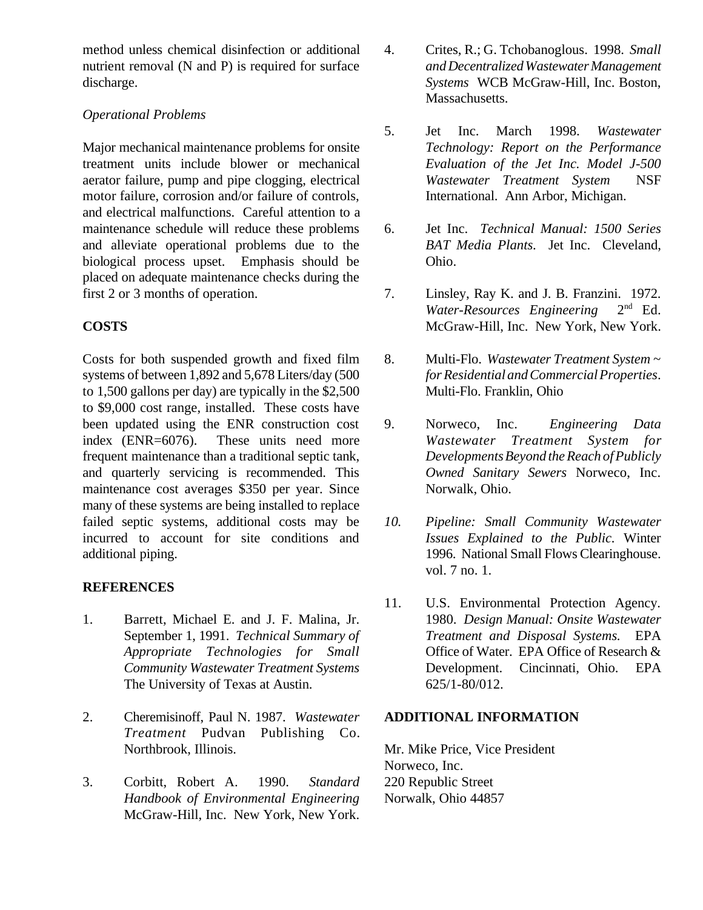method unless chemical disinfection or additional nutrient removal (N and P) is required for surface discharge.

*Operational Problems*

Major mechanical maintenance problems for onsite treatment units include blower or mechanical aerator failure, pump and pipe clogging, electrical motor failure, corrosion and/or failure of controls, and electrical malfunctions. Careful attention to a maintenance schedule will reduce these problems and alleviate operational problems due to the biological process upset. Emphasis should be placed on adequate maintenance checks during the first 2 or 3 months of operation.

## COSTS

Costs for both suspended growth and fixed film systems of between 1,892 and 5,678 Liters/day (500 to 1,500 gallons per day) are typically in the $2,500 to $9,000 cost range, installed. These costs have been updated using the ENR construction cost index (ENR=6076). These units need more frequent maintenance than a traditional septic tank, and quarterly servicing is recommended. This maintenance cost averages $350 per year. Since many of these systems are being installed to replace failed septic systems, additional costs may be incurred to account for site conditions and additional piping.

## REFERENCES

1. Barrett, Michael E. and J. F. Malina, Jr. September 1, 1991. *Technical Summary of Appropriate Technologies for Small Community Wastewater Treatment Systems* The University of Texas at Austin.

2. Cheremisinoff, Paul N. 1987. *Wastewater Treatment* Pudvan Publishing Co. Northbrook, Illinois.

3. Corbitt, Robert A. 1990. *Standard Handbook of Environmental Engineering* McGraw-Hill, Inc. New York, New York.

4. Crites, R.; G. Tchobanoglous. 1998. *Small and Decentralized Wastewater Management Systems* WCB McGraw-Hill, Inc. Boston, Massachusetts.

5. Jet Inc. March 1998. *Wastewater Technology: Report on the Performance Evaluation of the Jet Inc. Model J-500 Wastewater Treatment System* NSF International. Ann Arbor, Michigan.

6. Jet Inc. *Technical Manual: 1500 Series BAT Media Plants.* Jet Inc. Cleveland, Ohio.

7. Linsley, Ray K. and J. B. Franzini. 1972. *Water-Resources Engineering* 2nd Ed. McGraw-Hill, Inc. New York, New York.

8. Multi-Flo. *Wastewater Treatment System ~ for Residential and Commercial Properties*. Multi-Flo. Franklin, Ohio

9. Norweco, Inc. *Engineering Data Wastewater Treatment System for Developments Beyond the Reach of Publicly Owned Sanitary Sewers* Norweco, Inc. Norwalk, Ohio.

10. *Pipeline: Small Community Wastewater Issues Explained to the Public.* Winter 1996. National Small Flows Clearinghouse. vol. 7 no. 1.

11. U.S. Environmental Protection Agency. 1980. *Design Manual: Onsite Wastewater Treatment and Disposal Systems.* EPA Office of Water. EPA Office of Research & Development. Cincinnati, Ohio. EPA 625/1-80/012.

## ADDITIONAL INFORMATION

Mr. Mike Price, Vice President
Norweco, Inc.
220 Republic Street
Norwalk, Ohio 44857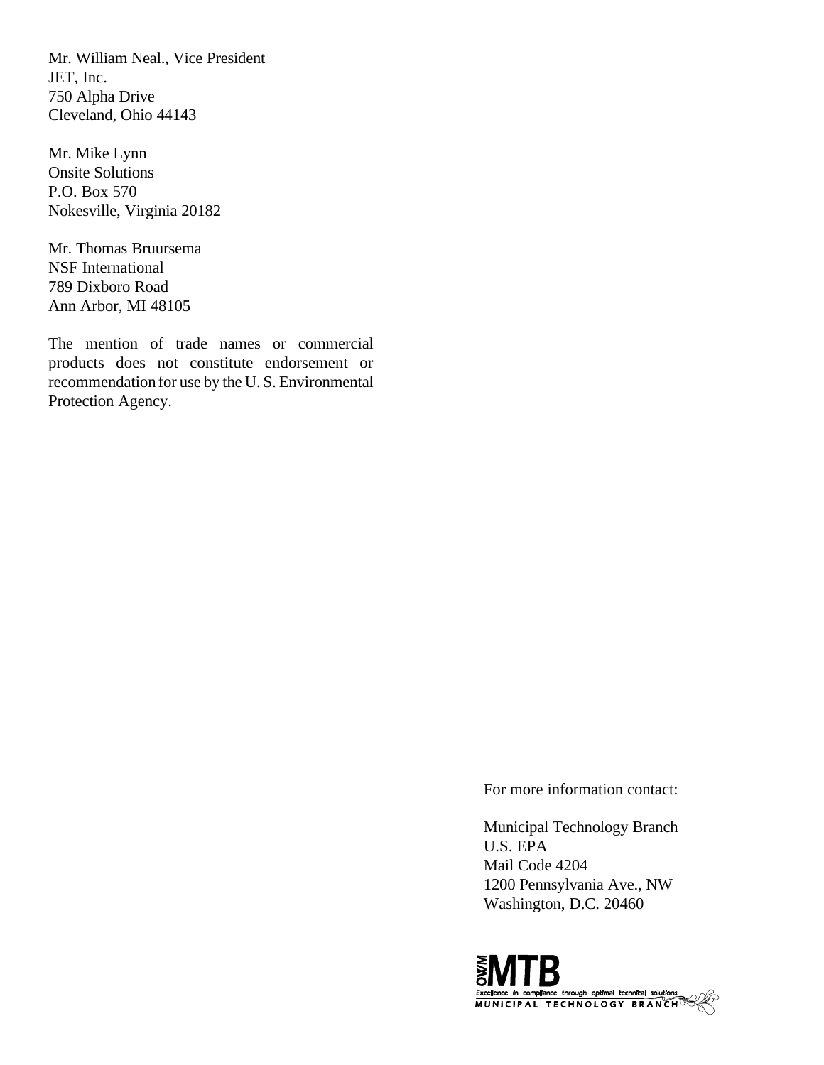Mr. William Neal., Vice President
JET, Inc.
750 Alpha Drive
Cleveland, Ohio 44143

Mr. Mike Lynn
Onsite Solutions
P.O. Box 570
Nokesville, Virginia 20182

Mr. Thomas Bruursema
NSF International
789 Dixboro Road
Ann Arbor, MI 48105

The mention of trade names or commercial products does not constitute endorsement or recommendation for use by the U. S. Environmental Protection Agency.

For more information contact:

Municipal Technology Branch
U.S. EPA
Mail Code 4204
1200 Pennsylvania Ave., NW
Washington, D.C. 20460

OWM MTB
Excellence in compliance through optimal technical solutions
MUNICIPAL TECHNOLOGY BRANCH